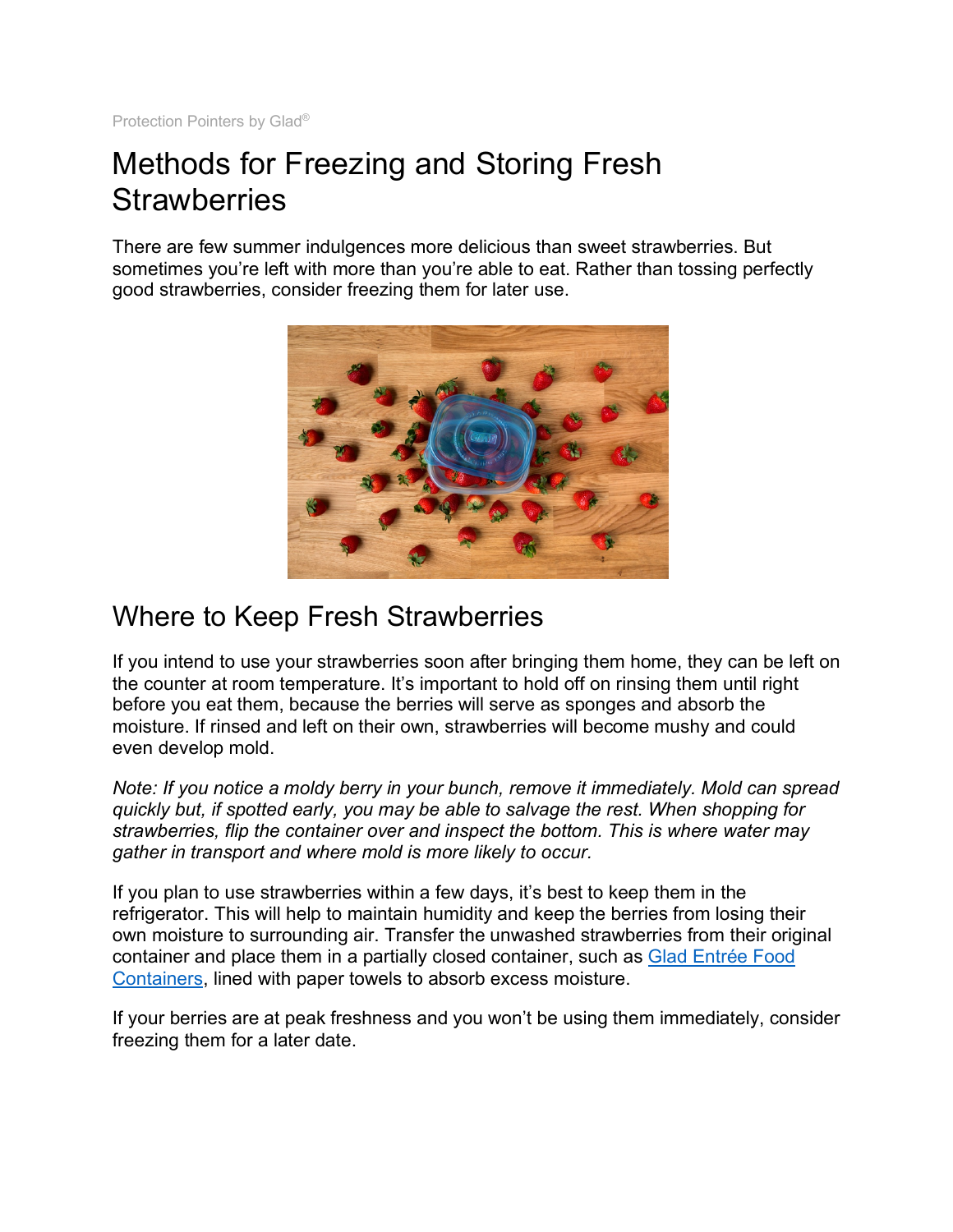Protection Pointers by Glad®

# Methods for Freezing and Storing Fresh Strawberries

There are few summer indulgences more delicious than sweet strawberries. But sometimes you're left with more than you're able to eat. Rather than tossing perfectly good strawberries, consider freezing them for later use.

## Where to Keep Fresh Strawberries

If you intend to use your strawberries soon after bringing them home, they can be left on the counter at room temperature. It's important to hold off on rinsing them until right before you eat them, because the berries will serve as sponges and absorb the moisture. If rinsed and left on their own, strawberries will become mushy and could even develop mold.

*Note: If you notice a moldy berry in your bunch, remove it immediately. Mold can spread quickly but, if spotted early, you may be able to salvage the rest. When shopping for strawberries, flip the container over and inspect the bottom. This is where water may gather in transport and where mold is more likely to occur.*

If you plan to use strawberries within a few days, it's best to keep them in the refrigerator. This will help to maintain humidity and keep the berries from losing their own moisture to surrounding air. Transfer the unwashed strawberries from their original container and place them in a partially closed container, such as [Glad Entrée Food Containers](), lined with paper towels to absorb excess moisture.

If your berries are at peak freshness and you won't be using them immediately, consider freezing them for a later date.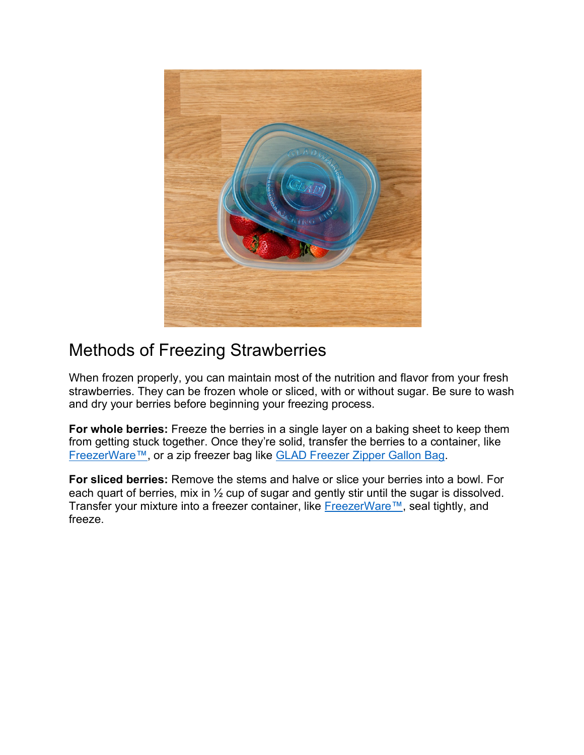## Methods of Freezing Strawberries

When frozen properly, you can maintain most of the nutrition and flavor from your fresh strawberries. They can be frozen whole or sliced, with or without sugar. Be sure to wash and dry your berries before beginning your freezing process.

**For whole berries:** Freeze the berries in a single layer on a baking sheet to keep them from getting stuck together. Once they're solid, transfer the berries to a container, like FreezerWare™, or a zip freezer bag like GLAD Freezer Zipper Gallon Bag.

**For sliced berries:** Remove the stems and halve or slice your berries into a bowl. For each quart of berries, mix in ½ cup of sugar and gently stir until the sugar is dissolved. Transfer your mixture into a freezer container, like FreezerWare™, seal tightly, and freeze.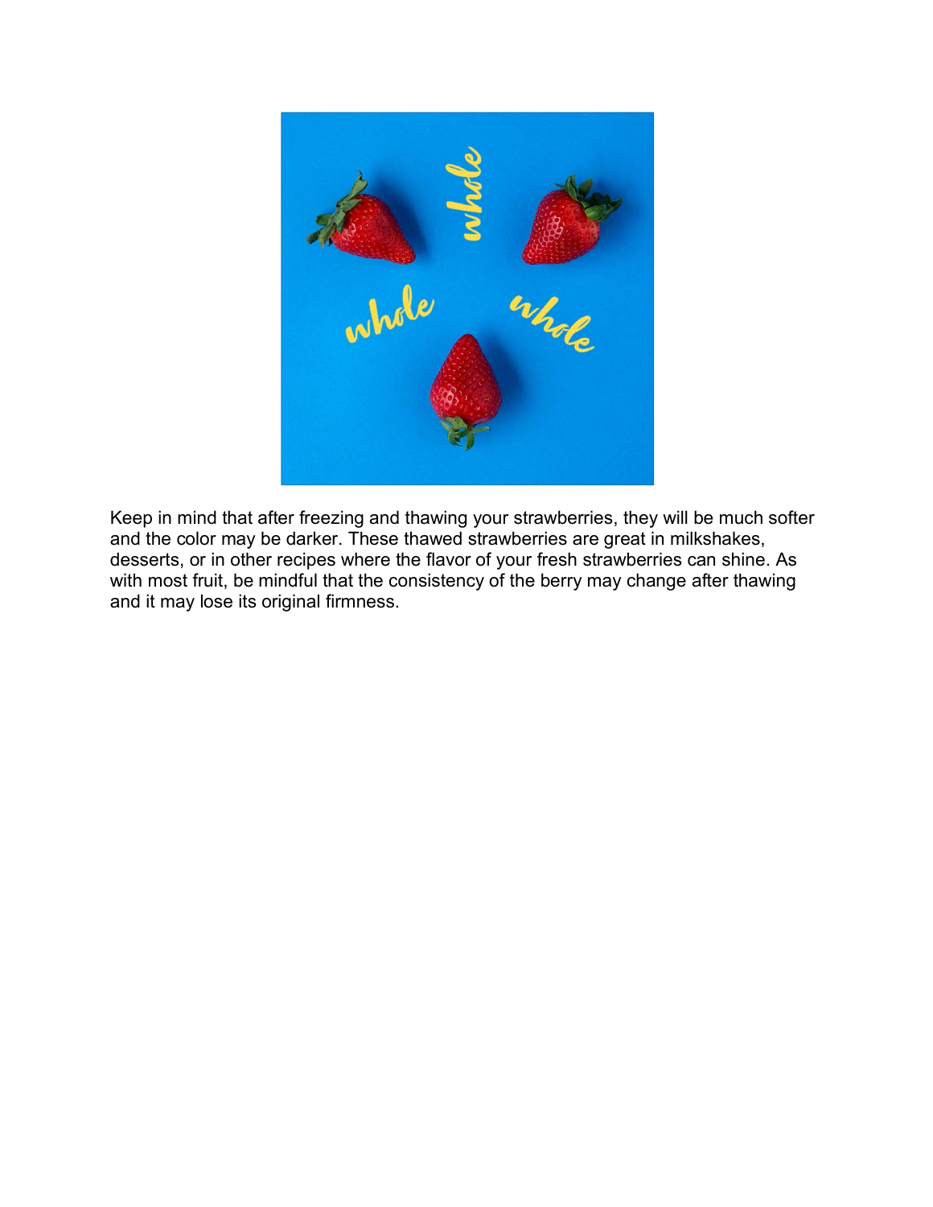Keep in mind that after freezing and thawing your strawberries, they will be much softer and the color may be darker. These thawed strawberries are great in milkshakes, desserts, or in other recipes where the flavor of your fresh strawberries can shine. As with most fruit, be mindful that the consistency of the berry may change after thawing and it may lose its original firmness.